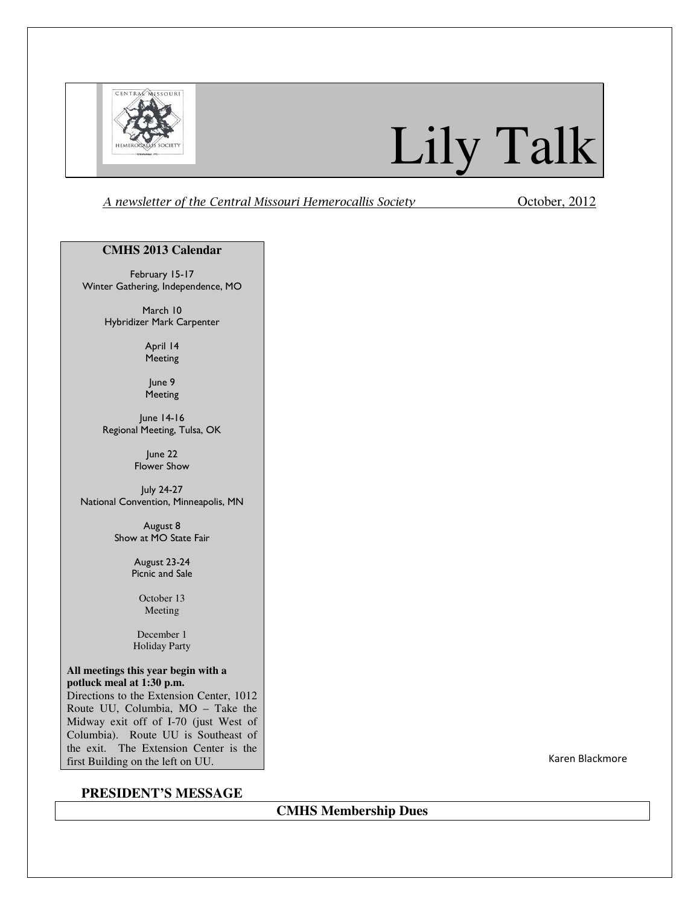# Lily Talk

*A newsletter of the Central Missouri Hemerocallis Society* October, 2012

**CMHS 2013 Calendar**

February 15-17
Winter Gathering, Independence, MO

March 10
Hybridizer Mark Carpenter

April 14
Meeting

June 9
Meeting

June 14-16
Regional Meeting, Tulsa, OK

June 22
Flower Show

July 24-27
National Convention, Minneapolis, MN

August 8
Show at MO State Fair

August 23-24
Picnic and Sale

October 13
Meeting

December 1
Holiday Party

**All meetings this year begin with a potluck meal at 1:30 p.m.**
Directions to the Extension Center, 1012 Route UU, Columbia, MO – Take the Midway exit off of I-70 (just West of Columbia). Route UU is Southeast of the exit. The Extension Center is the first Building on the left on UU.

Karen Blackmore

## PRESIDENT'S MESSAGE

## CMHS Membership Dues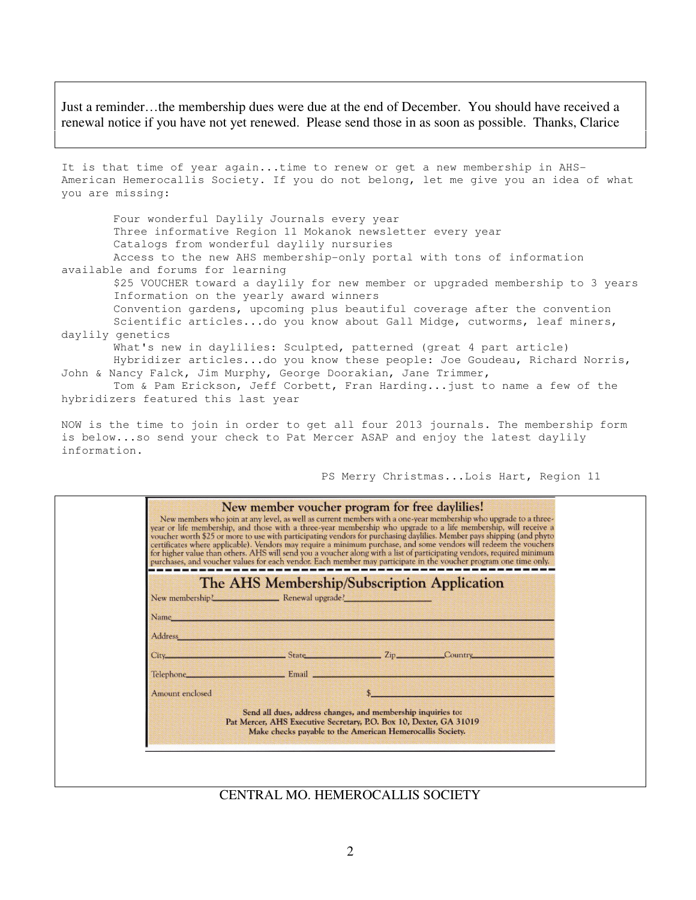Just a reminder…the membership dues were due at the end of December. You should have received a renewal notice if you have not yet renewed. Please send those in as soon as possible. Thanks, Clarice

It is that time of year again...time to renew or get a new membership in AHS-American Hemerocallis Society. If you do not belong, let me give you an idea of what you are missing:

- Four wonderful Daylily Journals every year
- Three informative Region 11 Mokanok newsletter every year
- Catalogs from wonderful daylily nursuries
- Access to the new AHS membership-only portal with tons of information available and forums for learning
- $25 VOUCHER toward a daylily for new member or upgraded membership to 3 years
- Information on the yearly award winners
- Convention gardens, upcoming plus beautiful coverage after the convention
- Scientific articles...do you know about Gall Midge, cutworms, leaf miners, daylily genetics
- What's new in daylilies: Sculpted, patterned (great 4 part article)
- Hybridizer articles...do you know these people: Joe Goudeau, Richard Norris, John & Nancy Falck, Jim Murphy, George Doorakian, Jane Trimmer, Tom & Pam Erickson, Jeff Corbett, Fran Harding...just to name a few of the hybridizers featured this last year

NOW is the time to join in order to get all four 2013 journals. The membership form is below...so send your check to Pat Mercer ASAP and enjoy the latest daylily information.

PS Merry Christmas...Lois Hart, Region 11

## New member voucher program for free daylilies!

New members who join at any level, as well as current members with a one-year membership who upgrade to a three-year or life membership, and those with a three-year membership who upgrade to a life membership, will receive a voucher worth $25 or more to use with participating vendors for purchasing daylilies. Member pays shipping (and phyto certificates where applicable). Vendors may require a minimum purchase, and some vendors will redeem the vouchers for higher value than others. AHS will send you a voucher along with a list of participating vendors, required minimum purchases, and voucher values for each vendor. Each member may participate in the voucher program one time only.

## The AHS Membership/Subscription Application

New membership?\_\_\_\_\_\_\_\_ Renewal upgrade?\_\_\_\_\_\_\_\_

Name\_\_\_\_\_\_\_\_

Address\_\_\_\_\_\_\_\_

City\_\_\_\_\_\_\_\_ State\_\_\_\_\_\_\_\_ Zip\_\_\_\_\_\_\_\_ Country\_\_\_\_\_\_\_\_

Telephone\_\_\_\_\_\_\_\_ Email\_\_\_\_\_\_\_\_

Amount enclosed $\_\_\_\_\_\_\_\_

**Send all dues, address changes, and membership inquiries to:**
**Pat Mercer, AHS Executive Secretary, P.O. Box 10, Dexter, GA 31019**
**Make checks payable to the American Hemerocallis Society.**

CENTRAL MO. HEMEROCALLIS SOCIETY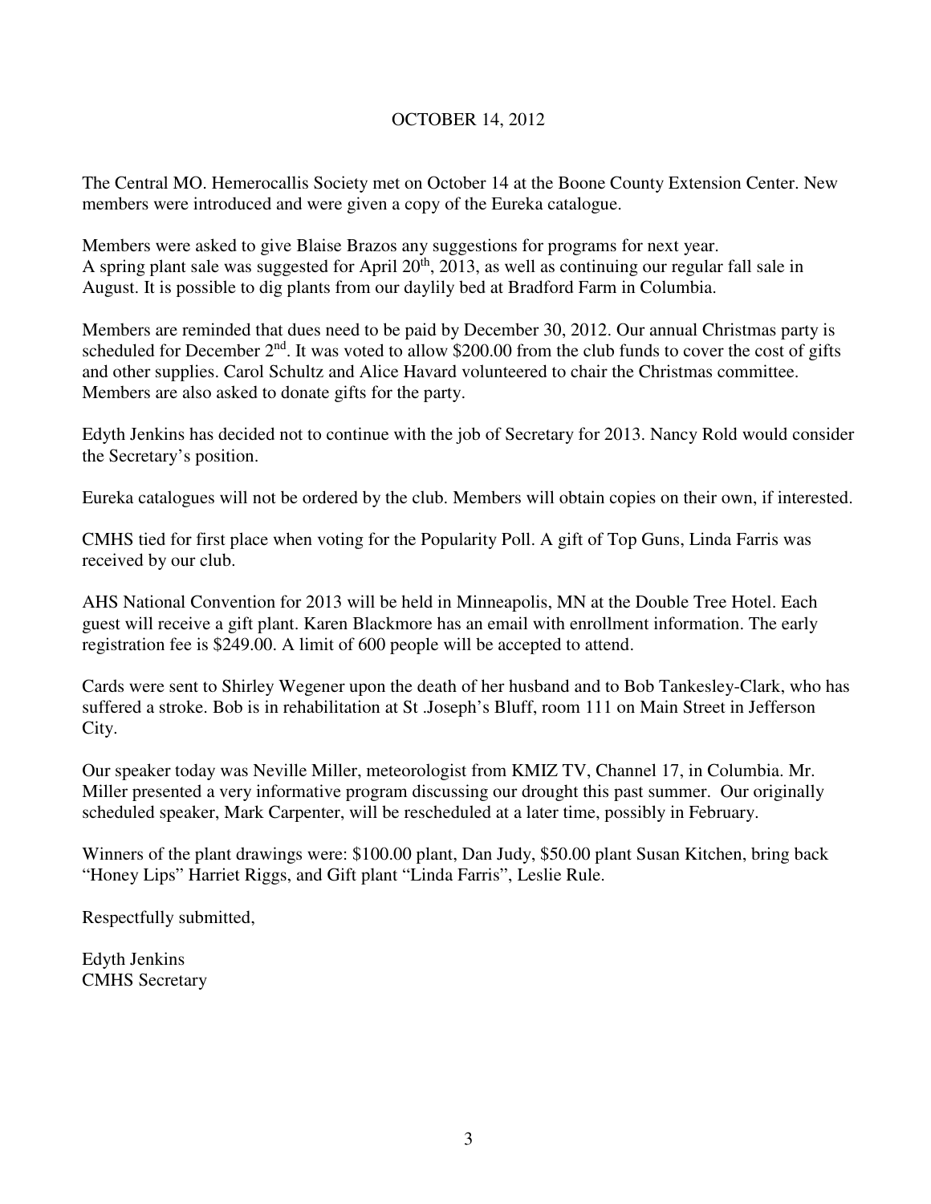OCTOBER 14, 2012

The Central MO. Hemerocallis Society met on October 14 at the Boone County Extension Center. New members were introduced and were given a copy of the Eureka catalogue.

Members were asked to give Blaise Brazos any suggestions for programs for next year.
A spring plant sale was suggested for April 20th, 2013, as well as continuing our regular fall sale in August. It is possible to dig plants from our daylily bed at Bradford Farm in Columbia.

Members are reminded that dues need to be paid by December 30, 2012. Our annual Christmas party is scheduled for December 2nd. It was voted to allow $200.00 from the club funds to cover the cost of gifts and other supplies. Carol Schultz and Alice Havard volunteered to chair the Christmas committee. Members are also asked to donate gifts for the party.

Edyth Jenkins has decided not to continue with the job of Secretary for 2013. Nancy Rold would consider the Secretary's position.

Eureka catalogues will not be ordered by the club. Members will obtain copies on their own, if interested.

CMHS tied for first place when voting for the Popularity Poll. A gift of Top Guns, Linda Farris was received by our club.

AHS National Convention for 2013 will be held in Minneapolis, MN at the Double Tree Hotel. Each guest will receive a gift plant. Karen Blackmore has an email with enrollment information. The early registration fee is $249.00. A limit of 600 people will be accepted to attend.

Cards were sent to Shirley Wegener upon the death of her husband and to Bob Tankesley-Clark, who has suffered a stroke. Bob is in rehabilitation at St .Joseph's Bluff, room 111 on Main Street in Jefferson City.

Our speaker today was Neville Miller, meteorologist from KMIZ TV, Channel 17, in Columbia. Mr. Miller presented a very informative program discussing our drought this past summer. Our originally scheduled speaker, Mark Carpenter, will be rescheduled at a later time, possibly in February.

Winners of the plant drawings were: $100.00 plant, Dan Judy, $50.00 plant Susan Kitchen, bring back "Honey Lips" Harriet Riggs, and Gift plant "Linda Farris", Leslie Rule.

Respectfully submitted,

Edyth Jenkins
CMHS Secretary